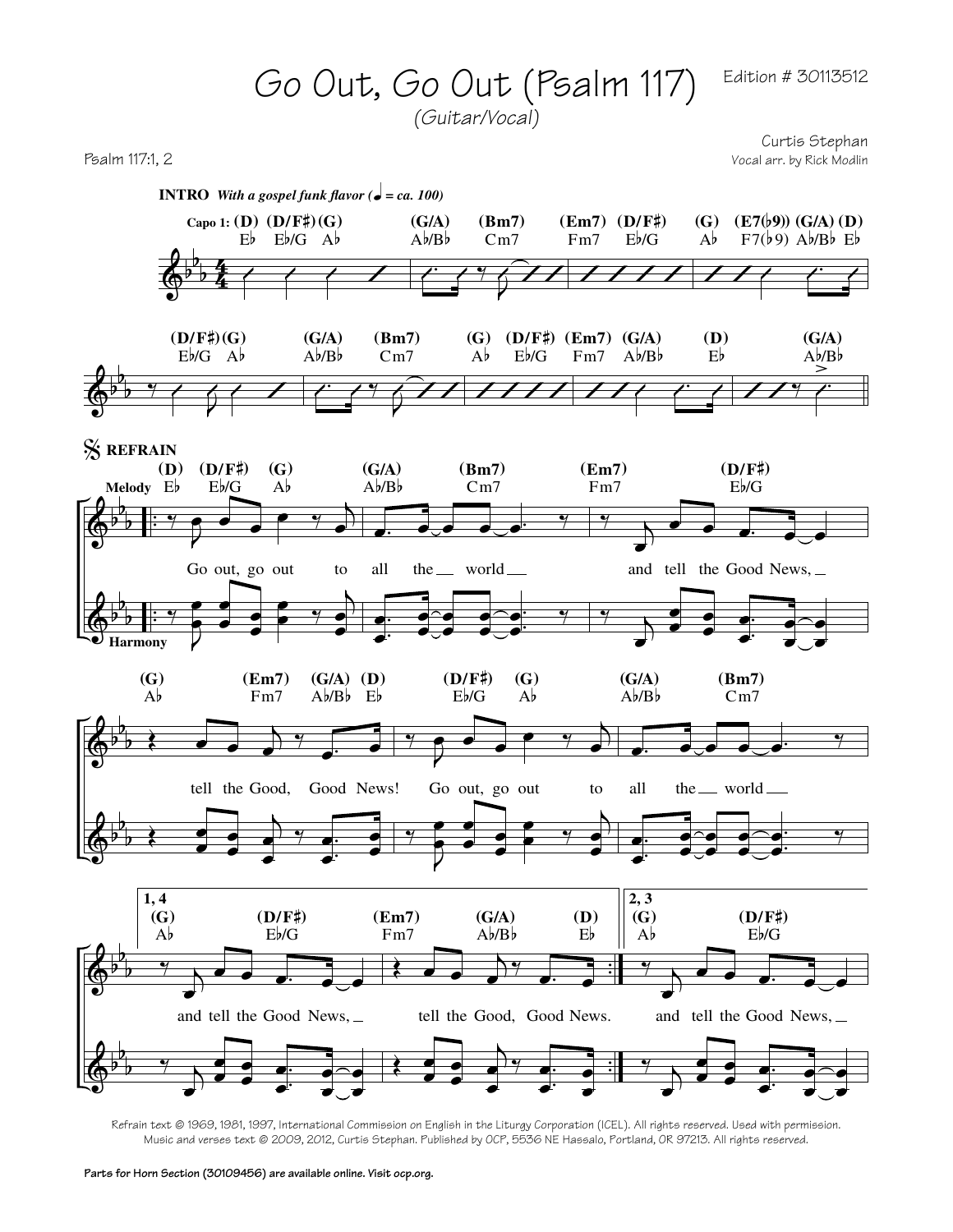# Go Out, Go Out (Psalm 117)

Edition # 30113512

*(Guitar/Vocal)*

Psalm 117:1, 2

Curtis Stephan
Vocal arr. by Rick Modlin

**INTRO** *With a gospel funk flavor (♩ = ca. 100)*

Capo 1: (D) (D/F♯)(G) (G/A) (Bm7) (Em7) (D/F♯) (G) (E7(♭9)) (G/A) (D)
E♭ E♭/G A♭ A♭/B♭ Cm7 Fm7 E♭/G A♭ F7(♭9) A♭/B♭ E♭

(D/F♯)(G) (G/A) (Bm7) (G) (D/F♯) (Em7) (G/A) (D) (G/A)
E♭/G A♭ A♭/B♭ Cm7 A♭ E♭/G Fm7 A♭/B♭ E♭ A♭/B♭

**REFRAIN**

Melody / Harmony

(D) (D/F♯) (G) (G/A) (Bm7) (Em7) (D/F♯)
E♭ E♭/G A♭ A♭/B♭ Cm7 Fm7 E♭/G

Go out, go out to all the world and tell the Good News,

(G) (Em7) (G/A) (D) (D/F♯) (G) (G/A) (Bm7)
A♭ Fm7 A♭/B♭ E♭ E♭/G A♭ A♭/B♭ Cm7

tell the Good, Good News! Go out, go out to all the world

1, 4
(G) (D/F♯) (Em7) (G/A) (D)
A♭ E♭/G Fm7 A♭/B♭ E♭

and tell the Good News, tell the Good, Good News.

2, 3
(G) (D/F♯)
A♭ E♭/G

and tell the Good News,

Refrain text © 1969, 1981, 1997, International Commission on English in the Liturgy Corporation (ICEL). All rights reserved. Used with permission.
Music and verses text © 2009, 2012, Curtis Stephan. Published by OCP, 5536 NE Hassalo, Portland, OR 97213. All rights reserved.

Parts for Horn Section (30109456) are available online. Visit ocp.org.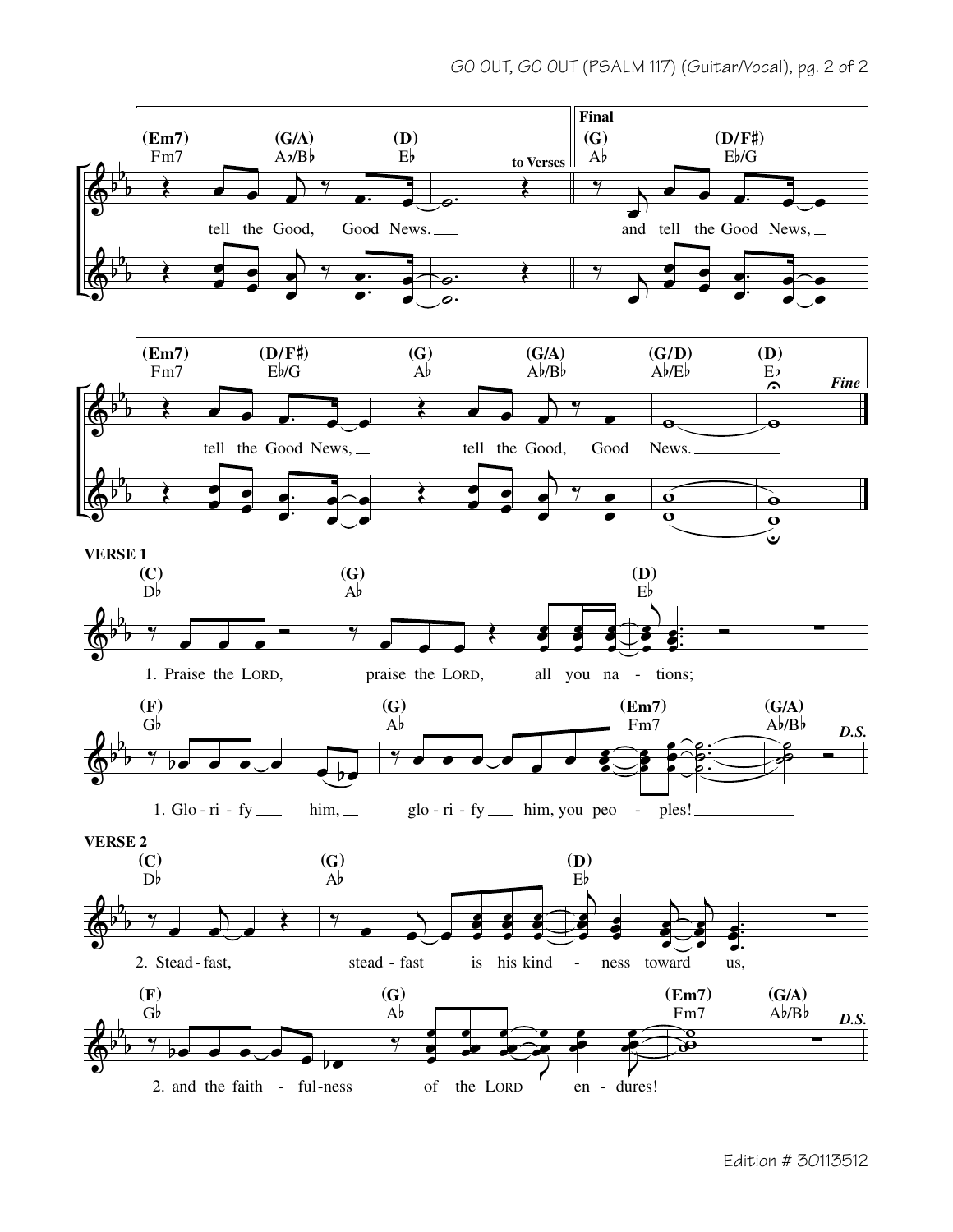(Em7) Fm7 (G/A) A♭/B♭ (D) E♭ to Verses

tell the Good, Good News.

**Final**

(G) A♭ (D/F♯) E♭/G

and tell the Good News,

(Em7) Fm7 (D/F♯) E♭/G (G) A♭ (G/A) A♭/B♭ (G/D) A♭/E♭ (D) E♭ *Fine*

tell the Good News, tell the Good, Good News.

**VERSE 1**

(C) D♭ (G) A♭ (D) E♭

1. Praise the LORD, praise the LORD, all you na - tions;

(F) G♭ (G) A♭ (Em7) Fm7 (G/A) A♭/B♭ *D.S.*

1. Glo - ri - fy him, glo - ri - fy him, you peo - ples!

**VERSE 2**

(C) D♭ (G) A♭ (D) E♭

2. Stead - fast, stead - fast is his kind - ness toward us,

(F) G♭ (G) A♭ (Em7) Fm7 (G/A) A♭/B♭ *D.S.*

2. and the faith - ful - ness of the LORD en - dures!

Edition # 30113512